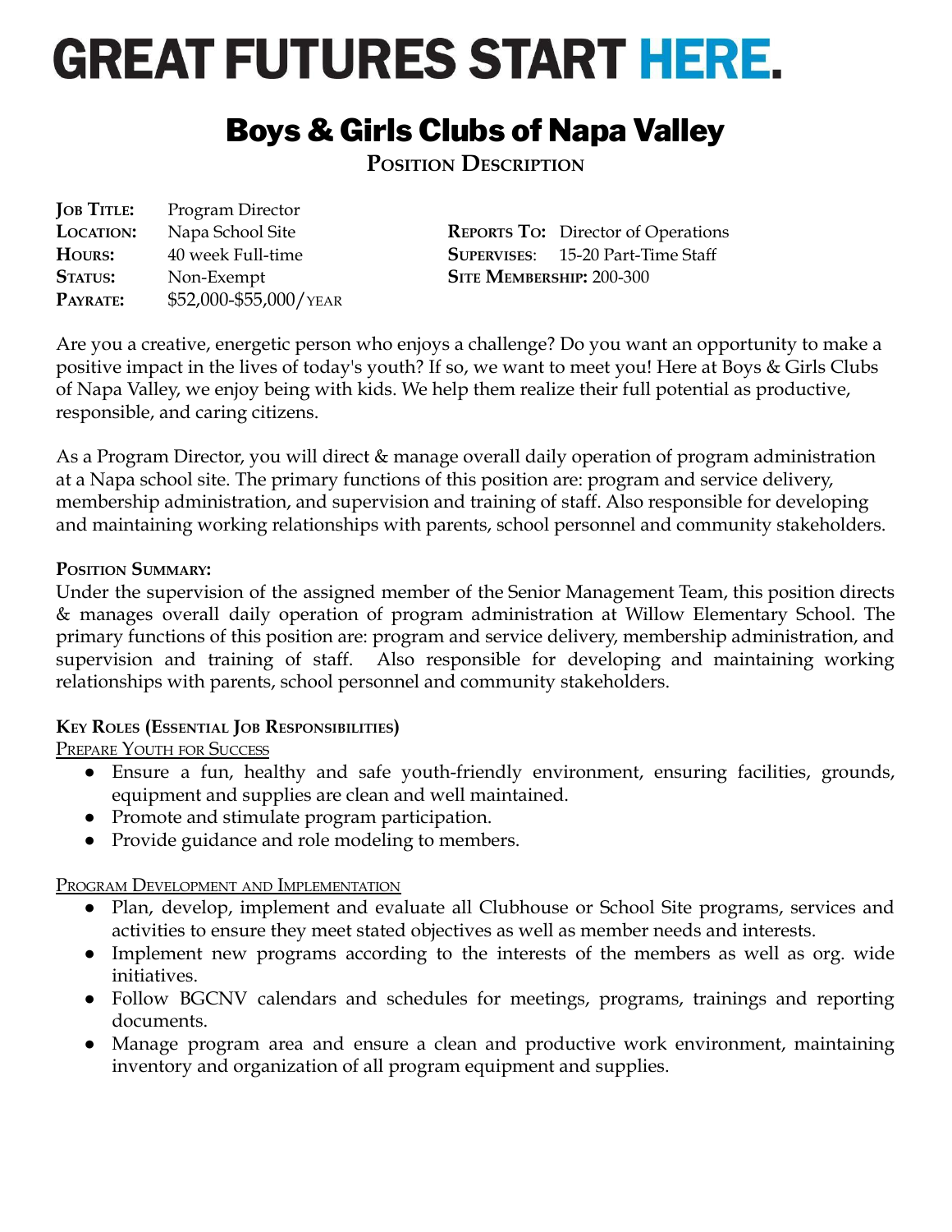# GREAT FUTURES START HERE.

## Boys & Girls Clubs of Napa Valley

### Position Description

**Job Title:** Program Director
**Location:** Napa School Site
**Hours:** 40 week Full-time
**Status:** Non-Exempt
**Payrate:** $52,000-$55,000/year

**Reports To:** Director of Operations
**Supervises:** 15-20 Part-Time Staff
**Site Membership:** 200-300

Are you a creative, energetic person who enjoys a challenge? Do you want an opportunity to make a positive impact in the lives of today's youth? If so, we want to meet you! Here at Boys & Girls Clubs of Napa Valley, we enjoy being with kids. We help them realize their full potential as productive, responsible, and caring citizens.

As a Program Director, you will direct & manage overall daily operation of program administration at a Napa school site. The primary functions of this position are: program and service delivery, membership administration, and supervision and training of staff. Also responsible for developing and maintaining working relationships with parents, school personnel and community stakeholders.

**Position Summary:**
Under the supervision of the assigned member of the Senior Management Team, this position directs & manages overall daily operation of program administration at Willow Elementary School. The primary functions of this position are: program and service delivery, membership administration, and supervision and training of staff. Also responsible for developing and maintaining working relationships with parents, school personnel and community stakeholders.

**Key Roles (Essential Job Responsibilities)**

Prepare Youth for Success

- Ensure a fun, healthy and safe youth-friendly environment, ensuring facilities, grounds, equipment and supplies are clean and well maintained.
- Promote and stimulate program participation.
- Provide guidance and role modeling to members.

Program Development and Implementation

- Plan, develop, implement and evaluate all Clubhouse or School Site programs, services and activities to ensure they meet stated objectives as well as member needs and interests.
- Implement new programs according to the interests of the members as well as org. wide initiatives.
- Follow BGCNV calendars and schedules for meetings, programs, trainings and reporting documents.
- Manage program area and ensure a clean and productive work environment, maintaining inventory and organization of all program equipment and supplies.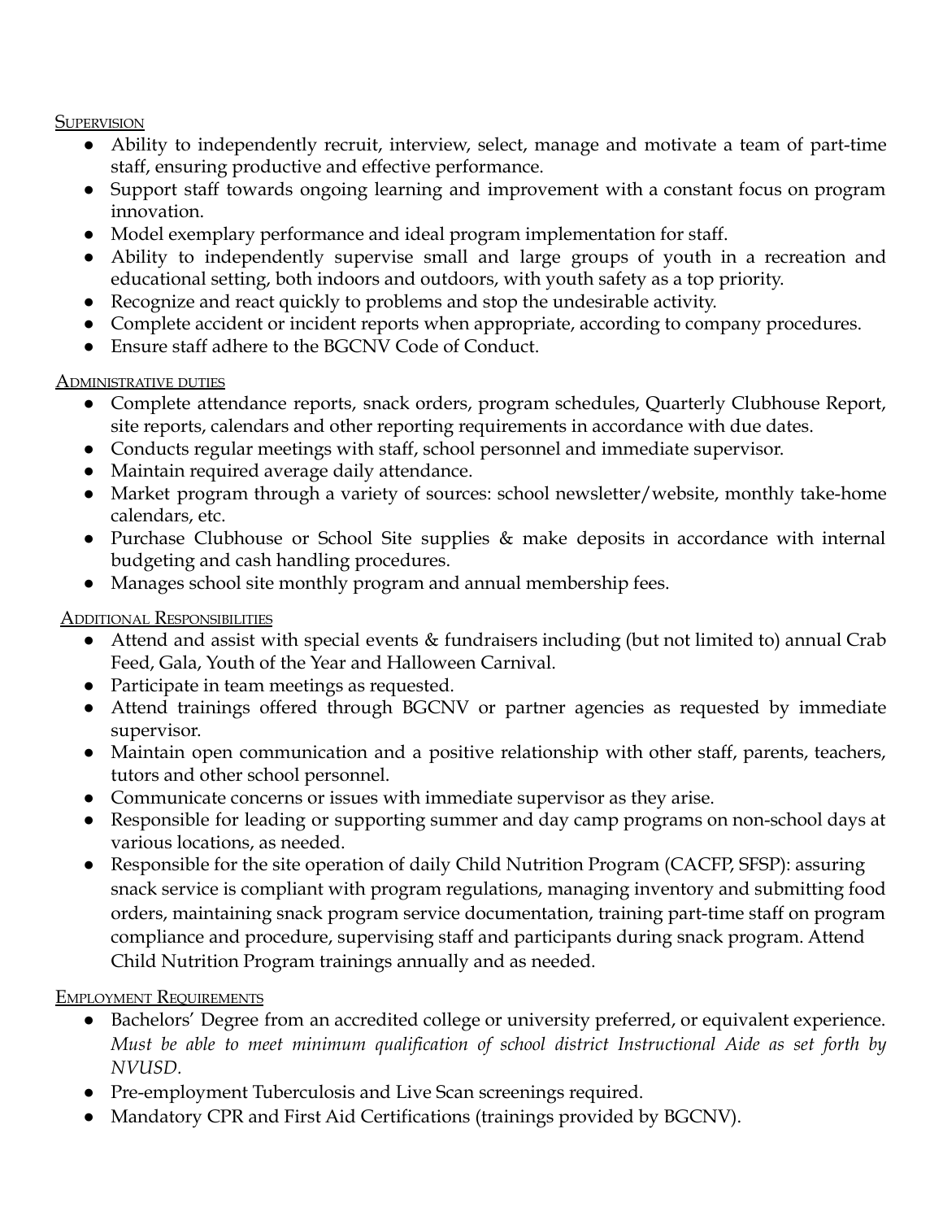## Supervision

- Ability to independently recruit, interview, select, manage and motivate a team of part-time staff, ensuring productive and effective performance.
- Support staff towards ongoing learning and improvement with a constant focus on program innovation.
- Model exemplary performance and ideal program implementation for staff.
- Ability to independently supervise small and large groups of youth in a recreation and educational setting, both indoors and outdoors, with youth safety as a top priority.
- Recognize and react quickly to problems and stop the undesirable activity.
- Complete accident or incident reports when appropriate, according to company procedures.
- Ensure staff adhere to the BGCNV Code of Conduct.

## Administrative duties

- Complete attendance reports, snack orders, program schedules, Quarterly Clubhouse Report, site reports, calendars and other reporting requirements in accordance with due dates.
- Conducts regular meetings with staff, school personnel and immediate supervisor.
- Maintain required average daily attendance.
- Market program through a variety of sources: school newsletter/website, monthly take-home calendars, etc.
- Purchase Clubhouse or School Site supplies & make deposits in accordance with internal budgeting and cash handling procedures.
- Manages school site monthly program and annual membership fees.

## Additional Responsibilities

- Attend and assist with special events & fundraisers including (but not limited to) annual Crab Feed, Gala, Youth of the Year and Halloween Carnival.
- Participate in team meetings as requested.
- Attend trainings offered through BGCNV or partner agencies as requested by immediate supervisor.
- Maintain open communication and a positive relationship with other staff, parents, teachers, tutors and other school personnel.
- Communicate concerns or issues with immediate supervisor as they arise.
- Responsible for leading or supporting summer and day camp programs on non-school days at various locations, as needed.
- Responsible for the site operation of daily Child Nutrition Program (CACFP, SFSP): assuring snack service is compliant with program regulations, managing inventory and submitting food orders, maintaining snack program service documentation, training part-time staff on program compliance and procedure, supervising staff and participants during snack program. Attend Child Nutrition Program trainings annually and as needed.

## Employment Requirements

- Bachelors' Degree from an accredited college or university preferred, or equivalent experience. *Must be able to meet minimum qualification of school district Instructional Aide as set forth by NVUSD.*
- Pre-employment Tuberculosis and Live Scan screenings required.
- Mandatory CPR and First Aid Certifications (trainings provided by BGCNV).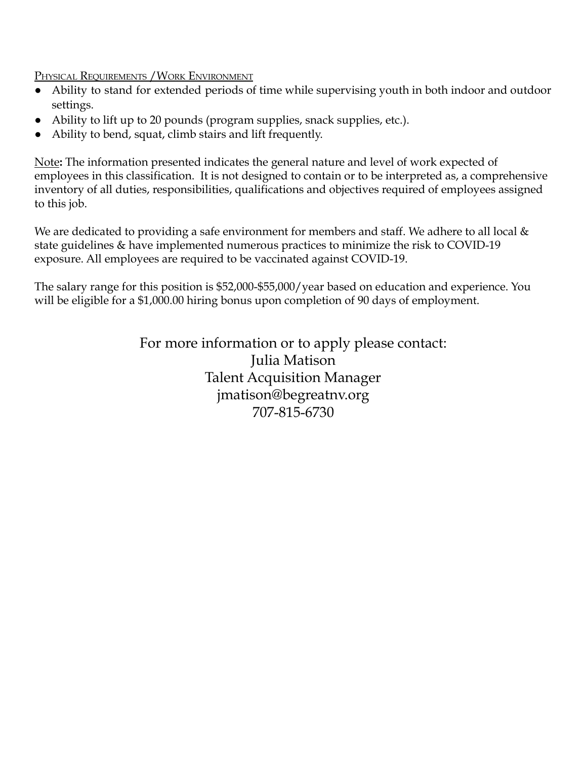Physical Requirements / Work Environment

- Ability to stand for extended periods of time while supervising youth in both indoor and outdoor settings.
- Ability to lift up to 20 pounds (program supplies, snack supplies, etc.).
- Ability to bend, squat, climb stairs and lift frequently.

Note**:** The information presented indicates the general nature and level of work expected of employees in this classification. It is not designed to contain or to be interpreted as, a comprehensive inventory of all duties, responsibilities, qualifications and objectives required of employees assigned to this job.

We are dedicated to providing a safe environment for members and staff. We adhere to all local & state guidelines & have implemented numerous practices to minimize the risk to COVID-19 exposure. All employees are required to be vaccinated against COVID-19.

The salary range for this position is $52,000-$55,000/year based on education and experience. You will be eligible for a $1,000.00 hiring bonus upon completion of 90 days of employment.

For more information or to apply please contact:
Julia Matison
Talent Acquisition Manager
jmatison@begreatnv.org
707-815-6730